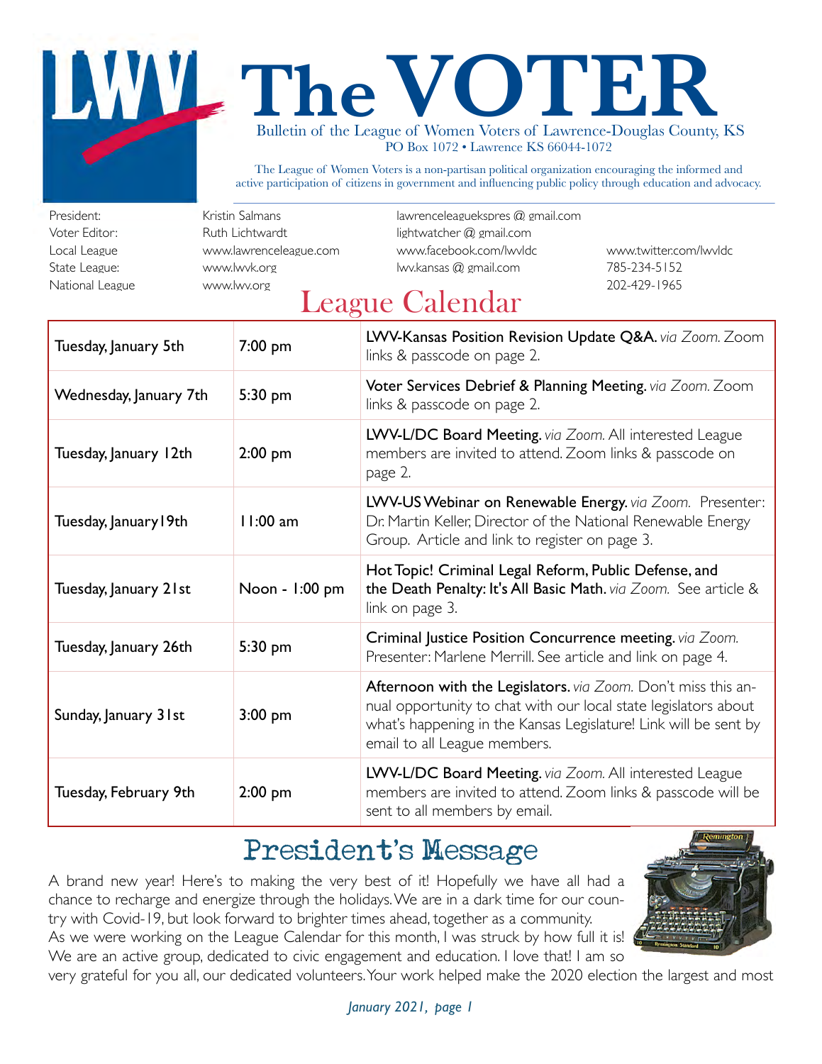# The VOTER

Bulletin of the League of Women Voters of Lawrence-Douglas County, KS
PO Box 1072 • Lawrence KS 66044-1072

The League of Women Voters is a non-partisan political organization encouraging the informed and active participation of citizens in government and influencing public policy through education and advocacy.

| | | | |
|---|---|---|---|
| President: | Kristin Salmans | lawrenceleagueksprs @ gmail.com | |
| Voter Editor: | Ruth Lichtwardt | lightwatcher @ gmail.com | |
| Local League | www.lawrenceleague.com | www.facebook.com/lwvldc | www.twitter.com/lwvldc |
| State League: | www.lwvk.org | lwv.kansas @ gmail.com | 785-234-5152 |
| National League | www.lwv.org | | 202-429-1965 |

## League Calendar

| | | |
|---|---|---|
| Tuesday, January 5th | 7:00 pm | **LWV-Kansas Position Revision Update Q&A.** *via Zoom.* Zoom links & passcode on page 2. |
| Wednesday, January 7th | 5:30 pm | **Voter Services Debrief & Planning Meeting.** *via Zoom.* Zoom links & passcode on page 2. |
| Tuesday, January 12th | 2:00 pm | **LWV-L/DC Board Meeting.** *via Zoom.* All interested League members are invited to attend. Zoom links & passcode on page 2. |
| Tuesday, January 19th | 11:00 am | **LWV-US Webinar on Renewable Energy.** *via Zoom.* Presenter: Dr. Martin Keller, Director of the National Renewable Energy Group. Article and link to register on page 3. |
| Tuesday, January 21st | Noon - 1:00 pm | **Hot Topic! Criminal Legal Reform, Public Defense, and the Death Penalty: It's All Basic Math.** *via Zoom.* See article & link on page 3. |
| Tuesday, January 26th | 5:30 pm | **Criminal Justice Position Concurrence meeting.** *via Zoom.* Presenter: Marlene Merrill. See article and link on page 4. |
| Sunday, January 31st | 3:00 pm | **Afternoon with the Legislators.** *via Zoom.* Don't miss this annual opportunity to chat with our local state legislators about what's happening in the Kansas Legislature! Link will be sent by email to all League members. |
| Tuesday, February 9th | 2:00 pm | **LWV-L/DC Board Meeting.** *via Zoom.* All interested League members are invited to attend. Zoom links & passcode will be sent to all members by email. |

## President's Message

A brand new year! Here's to making the very best of it! Hopefully we have all had a chance to recharge and energize through the holidays. We are in a dark time for our country with Covid-19, but look forward to brighter times ahead, together as a community. As we were working on the League Calendar for this month, I was struck by how full it is! We are an active group, dedicated to civic engagement and education. I love that! I am so very grateful for you all, our dedicated volunteers. Your work helped make the 2020 election the largest and most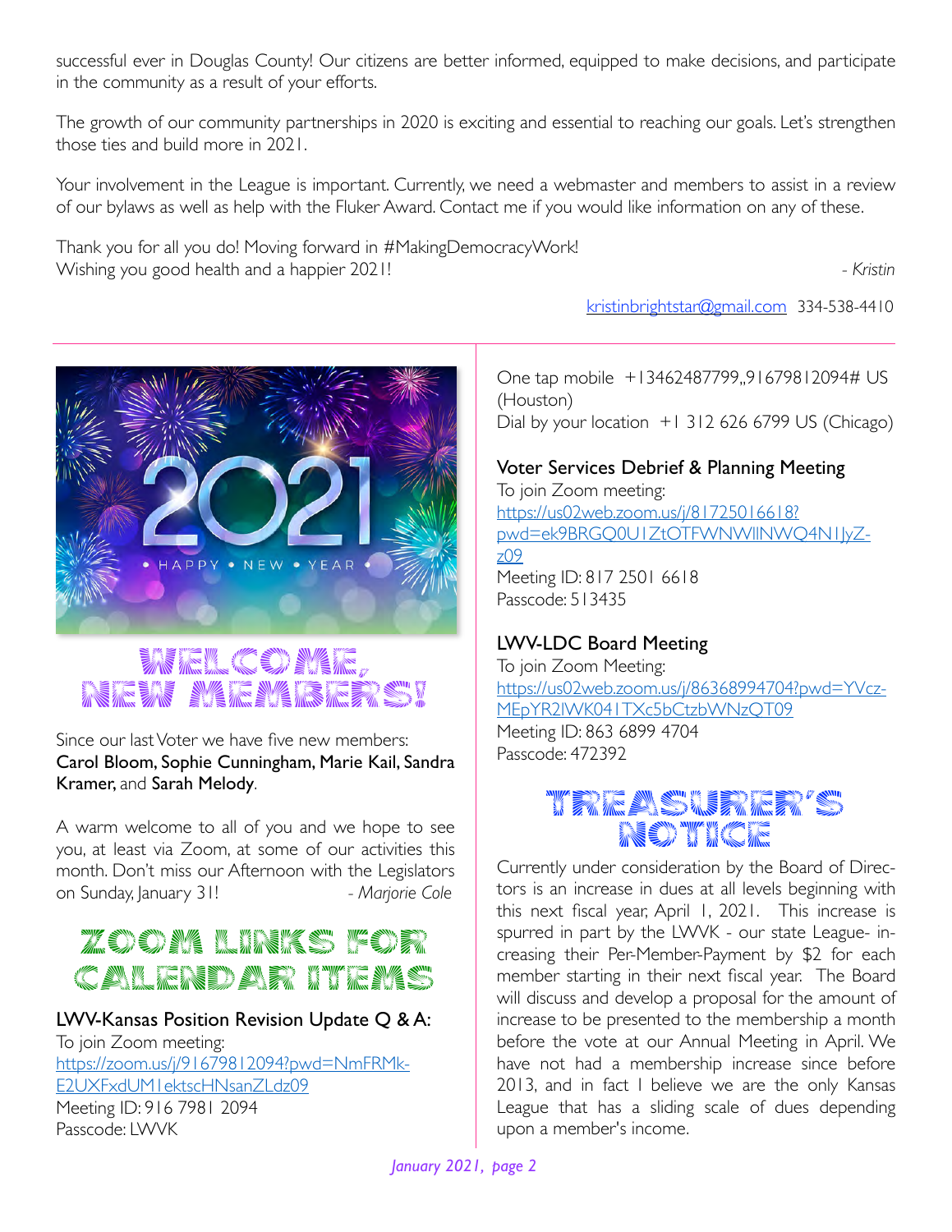successful ever in Douglas County! Our citizens are better informed, equipped to make decisions, and participate in the community as a result of your efforts.

The growth of our community partnerships in 2020 is exciting and essential to reaching our goals. Let's strengthen those ties and build more in 2021.

Your involvement in the League is important. Currently, we need a webmaster and members to assist in a review of our bylaws as well as help with the Fluker Award. Contact me if you would like information on any of these.

Thank you for all you do! Moving forward in #MakingDemocracyWork!
Wishing you good health and a happier 2021!

*- Kristin*

kristinbrightstar@gmail.com 334-538-4410

## WELCOME, NEW MEMBERS!

Since our last Voter we have five new members: **Carol Bloom, Sophie Cunningham, Marie Kail, Sandra Kramer,** and **Sarah Melody**.

A warm welcome to all of you and we hope to see you, at least via Zoom, at some of our activities this month. Don't miss our Afternoon with the Legislators on Sunday, January 31!

*- Marjorie Cole*

## ZOOM LINKS FOR CALENDAR ITEMS

### LWV-Kansas Position Revision Update Q & A:

To join Zoom meeting:
https://zoom.us/j/91679812094?pwd=NmFRMk-E2UXFxdUM1ektscHNsanZLdz09
Meeting ID: 916 7981 2094
Passcode: LWVK

One tap mobile +13462487799,,91679812094# US (Houston)
Dial by your location +1 312 626 6799 US (Chicago)

### Voter Services Debrief & Planning Meeting

To join Zoom meeting:
https://us02web.zoom.us/j/81725016618?pwd=ek9BRGQ0U1ZtOTFWNWlINWQ4N1JyZ-z09
Meeting ID: 817 2501 6618
Passcode: 513435

### LWV-LDC Board Meeting

To join Zoom Meeting:
https://us02web.zoom.us/j/86368994704?pwd=YVcz-MEpYR2lWK041TXc5bCtzbWNzQT09
Meeting ID: 863 6899 4704
Passcode: 472392

## TREASURER'S NOTICE

Currently under consideration by the Board of Directors is an increase in dues at all levels beginning with this next fiscal year, April 1, 2021. This increase is spurred in part by the LWVK - our state League- increasing their Per-Member-Payment by $2 for each member starting in their next fiscal year. The Board will discuss and develop a proposal for the amount of increase to be presented to the membership a month before the vote at our Annual Meeting in April. We have not had a membership increase since before 2013, and in fact I believe we are the only Kansas League that has a sliding scale of dues depending upon a member's income.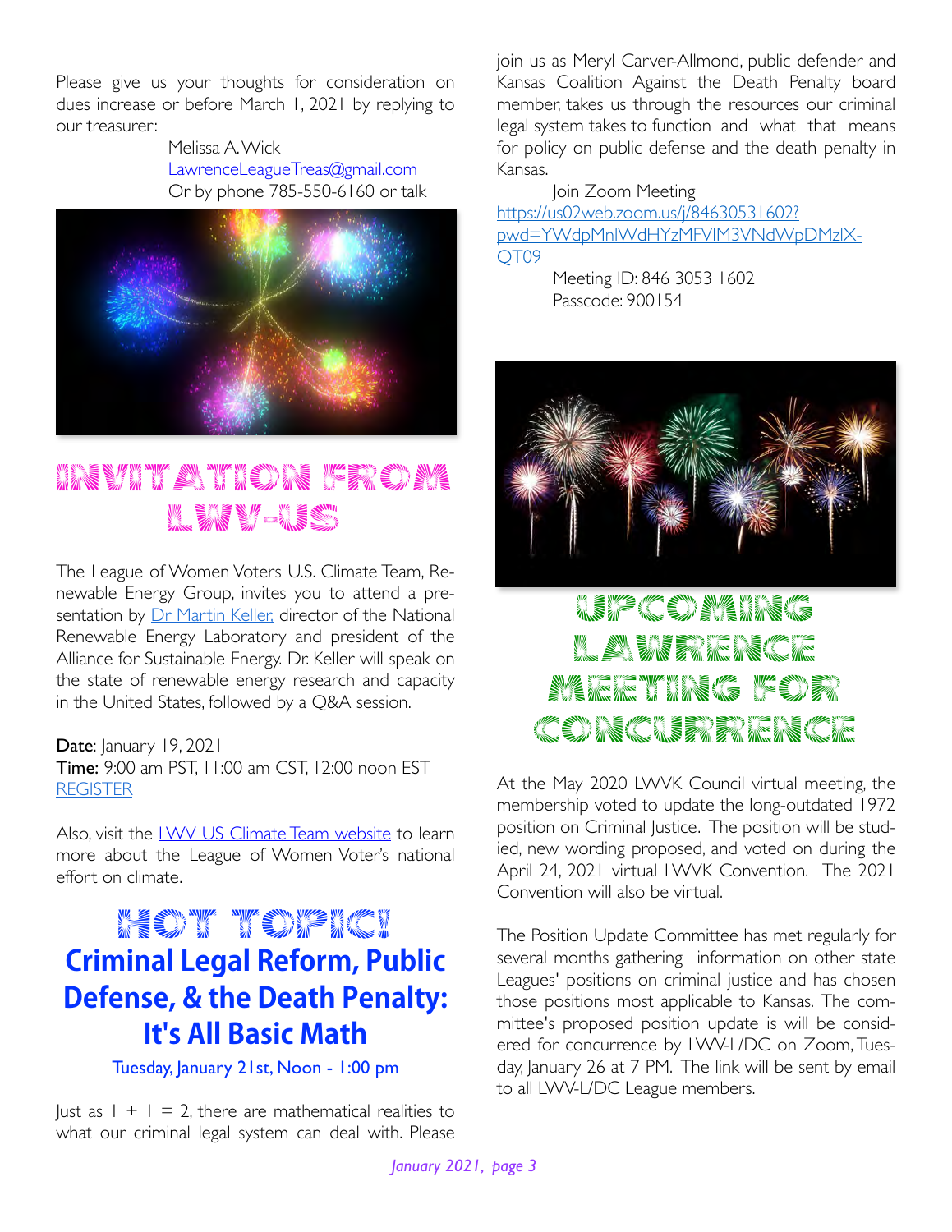Please give us your thoughts for consideration on dues increase or before March 1, 2021 by replying to our treasurer:

Melissa A. Wick
LawrenceLeagueTreas@gmail.com
Or by phone 785-550-6160 or talk

## INVITATION FROM LWV-US

The League of Women Voters U.S. Climate Team, Renewable Energy Group, invites you to attend a presentation by Dr Martin Keller, director of the National Renewable Energy Laboratory and president of the Alliance for Sustainable Energy. Dr. Keller will speak on the state of renewable energy research and capacity in the United States, followed by a Q&A session.

**Date**: January 19, 2021
**Time:** 9:00 am PST, 11:00 am CST, 12:00 noon EST
REGISTER

Also, visit the LWV US Climate Team website to learn more about the League of Women Voter's national effort on climate.

## HOT TOPIC!

## Criminal Legal Reform, Public Defense, & the Death Penalty: It's All Basic Math

**Tuesday, January 21st, Noon - 1:00 pm**

Just as 1 + 1 = 2, there are mathematical realities to what our criminal legal system can deal with. Please join us as Meryl Carver-Allmond, public defender and Kansas Coalition Against the Death Penalty board member, takes us through the resources our criminal legal system takes to function and what that means for policy on public defense and the death penalty in Kansas.

Join Zoom Meeting
https://us02web.zoom.us/j/84630531602?pwd=YWdpMnlWdHYzMFVIM3VNdWpDMzlX-QT09

Meeting ID: 846 3053 1602
Passcode: 900154

## UPCOMING LAWRENCE MEETING FOR CONCURRENCE

At the May 2020 LWVK Council virtual meeting, the membership voted to update the long-outdated 1972 position on Criminal Justice. The position will be studied, new wording proposed, and voted on during the April 24, 2021 virtual LWVK Convention. The 2021 Convention will also be virtual.

The Position Update Committee has met regularly for several months gathering information on other state Leagues' positions on criminal justice and has chosen those positions most applicable to Kansas. The committee's proposed position update is will be considered for concurrence by LWV-L/DC on Zoom, Tuesday, January 26 at 7 PM. The link will be sent by email to all LWV-L/DC League members.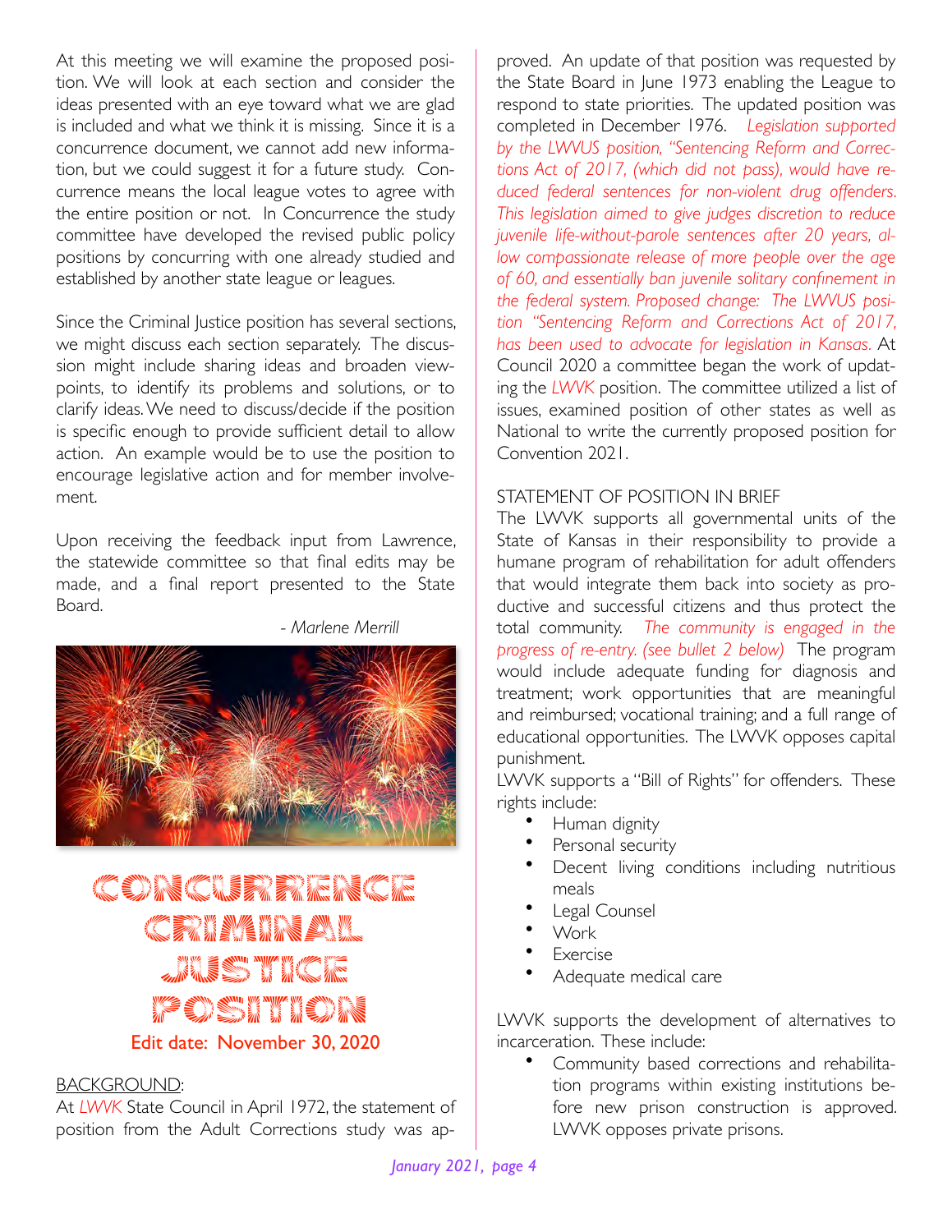At this meeting we will examine the proposed position. We will look at each section and consider the ideas presented with an eye toward what we are glad is included and what we think it is missing. Since it is a concurrence document, we cannot add new information, but we could suggest it for a future study. Concurrence means the local league votes to agree with the entire position or not. In Concurrence the study committee have developed the revised public policy positions by concurring with one already studied and established by another state league or leagues.

Since the Criminal Justice position has several sections, we might discuss each section separately. The discussion might include sharing ideas and broaden viewpoints, to identify its problems and solutions, or to clarify ideas. We need to discuss/decide if the position is specific enough to provide sufficient detail to allow action. An example would be to use the position to encourage legislative action and for member involvement.

Upon receiving the feedback input from Lawrence, the statewide committee so that final edits may be made, and a final report presented to the State Board.

*- Marlene Merrill*

# CONCURRENCE CRIMINAL JUSTICE POSITION

**Edit date: November 30, 2020**

BACKGROUND:

At *LWVK* State Council in April 1972, the statement of position from the Adult Corrections study was approved. An update of that position was requested by the State Board in June 1973 enabling the League to respond to state priorities. The updated position was completed in December 1976. *Legislation supported by the LWVUS position, "Sentencing Reform and Corrections Act of 2017, (which did not pass), would have reduced federal sentences for non-violent drug offenders. This legislation aimed to give judges discretion to reduce juvenile life-without-parole sentences after 20 years, allow compassionate release of more people over the age of 60, and essentially ban juvenile solitary confinement in the federal system. Proposed change: The LWVUS position "Sentencing Reform and Corrections Act of 2017, has been used to advocate for legislation in Kansas.* At Council 2020 a committee began the work of updating the *LWVK* position. The committee utilized a list of issues, examined position of other states as well as National to write the currently proposed position for Convention 2021.

STATEMENT OF POSITION IN BRIEF

The LWVK supports all governmental units of the State of Kansas in their responsibility to provide a humane program of rehabilitation for adult offenders that would integrate them back into society as productive and successful citizens and thus protect the total community. *The community is engaged in the progress of re-entry. (see bullet 2 below)* The program would include adequate funding for diagnosis and treatment; work opportunities that are meaningful and reimbursed; vocational training; and a full range of educational opportunities. The LWVK opposes capital punishment.

LWVK supports a "Bill of Rights" for offenders. These rights include:

- Human dignity
- Personal security
- Decent living conditions including nutritious meals
- Legal Counsel
- Work
- Exercise
- Adequate medical care

LWVK supports the development of alternatives to incarceration. These include:

- Community based corrections and rehabilitation programs within existing institutions before new prison construction is approved. LWVK opposes private prisons.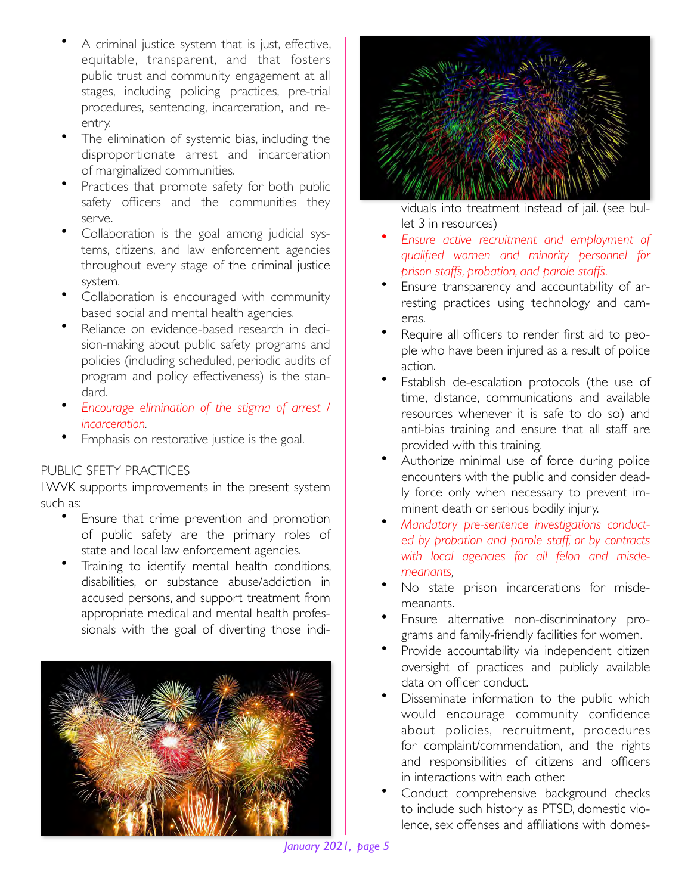- A criminal justice system that is just, effective, equitable, transparent, and that fosters public trust and community engagement at all stages, including policing practices, pre-trial procedures, sentencing, incarceration, and re-entry.
- The elimination of systemic bias, including the disproportionate arrest and incarceration of marginalized communities.
- Practices that promote safety for both public safety officers and the communities they serve.
- Collaboration is the goal among judicial systems, citizens, and law enforcement agencies throughout every stage of the criminal justice system.
- Collaboration is encouraged with community based social and mental health agencies.
- Reliance on evidence-based research in decision-making about public safety programs and policies (including scheduled, periodic audits of program and policy effectiveness) is the standard.
- *Encourage elimination of the stigma of arrest / incarceration.*
- Emphasis on restorative justice is the goal.

PUBLIC SFETY PRACTICES

LWVK supports improvements in the present system such as:

- Ensure that crime prevention and promotion of public safety are the primary roles of state and local law enforcement agencies.
- Training to identify mental health conditions, disabilities, or substance abuse/addiction in accused persons, and support treatment from appropriate medical and mental health professionals with the goal of diverting those individuals into treatment instead of jail. (see bullet 3 in resources)
- *Ensure active recruitment and employment of qualified women and minority personnel for prison staffs, probation, and parole staffs.*
- Ensure transparency and accountability of arresting practices using technology and cameras.
- Require all officers to render first aid to people who have been injured as a result of police action.
- Establish de-escalation protocols (the use of time, distance, communications and available resources whenever it is safe to do so) and anti-bias training and ensure that all staff are provided with this training.
- Authorize minimal use of force during police encounters with the public and consider deadly force only when necessary to prevent imminent death or serious bodily injury.
- *Mandatory pre-sentence investigations conducted by probation and parole staff, or by contracts with local agencies for all felon and misdemeanants,*
- No state prison incarcerations for misdemeanants.
- Ensure alternative non-discriminatory programs and family-friendly facilities for women.
- Provide accountability via independent citizen oversight of practices and publicly available data on officer conduct.
- Disseminate information to the public which would encourage community confidence about policies, recruitment, procedures for complaint/commendation, and the rights and responsibilities of citizens and officers in interactions with each other.
- Conduct comprehensive background checks to include such history as PTSD, domestic violence, sex offenses and affiliations with domes-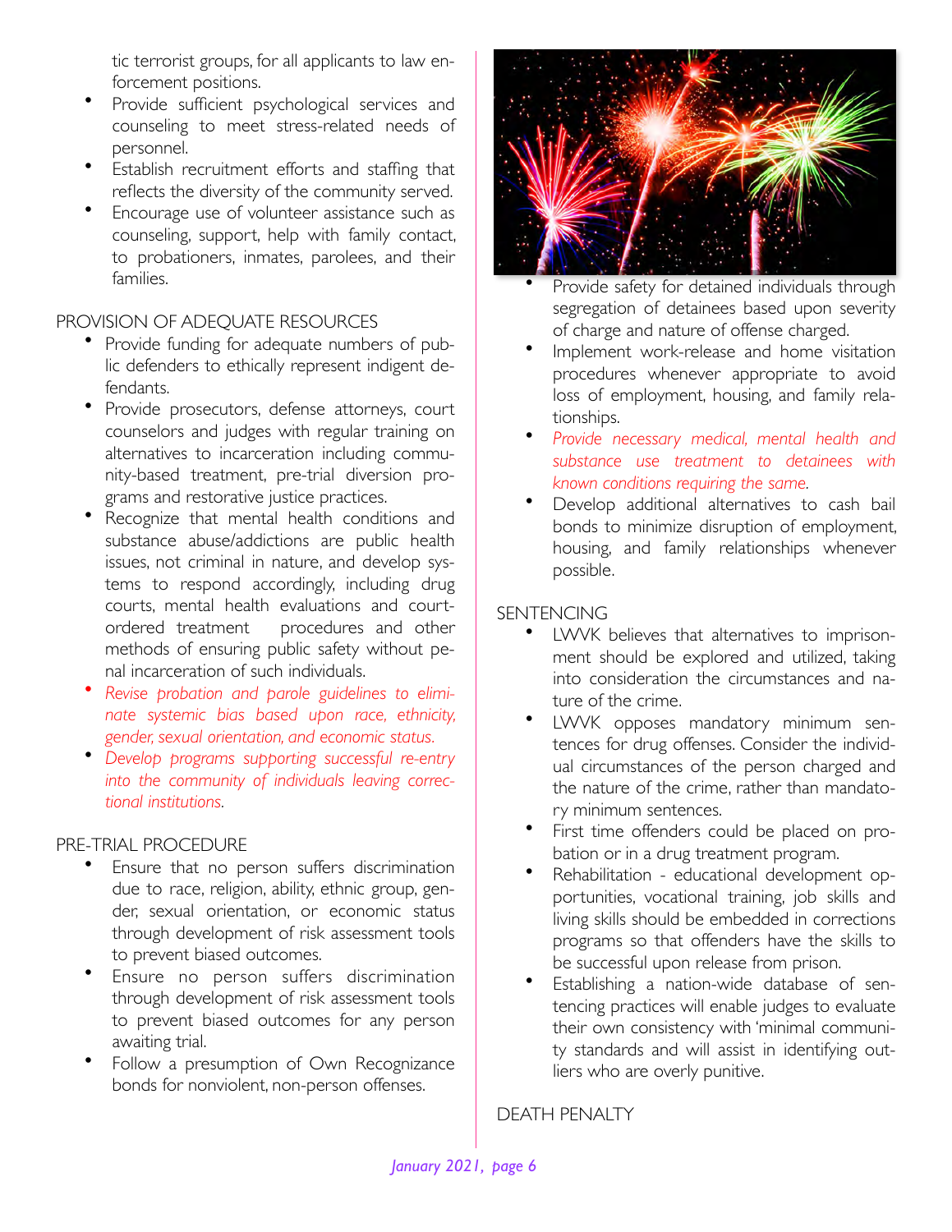tic terrorist groups, for all applicants to law enforcement positions.

- Provide sufficient psychological services and counseling to meet stress-related needs of personnel.
- Establish recruitment efforts and staffing that reflects the diversity of the community served.
- Encourage use of volunteer assistance such as counseling, support, help with family contact, to probationers, inmates, parolees, and their families.

PROVISION OF ADEQUATE RESOURCES

- Provide funding for adequate numbers of public defenders to ethically represent indigent defendants.
- Provide prosecutors, defense attorneys, court counselors and judges with regular training on alternatives to incarceration including community-based treatment, pre-trial diversion programs and restorative justice practices.
- Recognize that mental health conditions and substance abuse/addictions are public health issues, not criminal in nature, and develop systems to respond accordingly, including drug courts, mental health evaluations and court-ordered treatment procedures and other methods of ensuring public safety without penal incarceration of such individuals.
- *Revise probation and parole guidelines to eliminate systemic bias based upon race, ethnicity, gender, sexual orientation, and economic status.*
- *Develop programs supporting successful re-entry into the community of individuals leaving correctional institutions*.

PRE-TRIAL PROCEDURE

- Ensure that no person suffers discrimination due to race, religion, ability, ethnic group, gender, sexual orientation, or economic status through development of risk assessment tools to prevent biased outcomes.
- Ensure no person suffers discrimination through development of risk assessment tools to prevent biased outcomes for any person awaiting trial.
- Follow a presumption of Own Recognizance bonds for nonviolent, non-person offenses.
- Provide safety for detained individuals through segregation of detainees based upon severity of charge and nature of offense charged.
- Implement work-release and home visitation procedures whenever appropriate to avoid loss of employment, housing, and family relationships.
- *Provide necessary medical, mental health and substance use treatment to detainees with known conditions requiring the same.*
- Develop additional alternatives to cash bail bonds to minimize disruption of employment, housing, and family relationships whenever possible.

SENTENCING

- LWVK believes that alternatives to imprisonment should be explored and utilized, taking into consideration the circumstances and nature of the crime.
- LWVK opposes mandatory minimum sentences for drug offenses. Consider the individual circumstances of the person charged and the nature of the crime, rather than mandatory minimum sentences.
- First time offenders could be placed on probation or in a drug treatment program.
- Rehabilitation - educational development opportunities, vocational training, job skills and living skills should be embedded in corrections programs so that offenders have the skills to be successful upon release from prison.
- Establishing a nation-wide database of sentencing practices will enable judges to evaluate their own consistency with 'minimal community standards and will assist in identifying outliers who are overly punitive.

DEATH PENALTY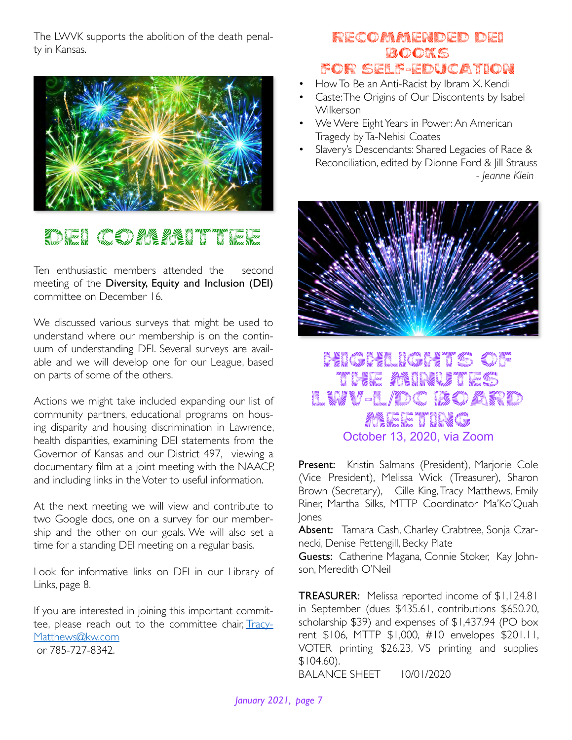The LWVK supports the abolition of the death penalty in Kansas.

## DEI COMMITTEE

Ten enthusiastic members attended the second meeting of the **Diversity, Equity and Inclusion (DEI)** committee on December 16.

We discussed various surveys that might be used to understand where our membership is on the continuum of understanding DEI. Several surveys are available and we will develop one for our League, based on parts of some of the others.

Actions we might take included expanding our list of community partners, educational programs on housing disparity and housing discrimination in Lawrence, health disparities, examining DEI statements from the Governor of Kansas and our District 497, viewing a documentary film at a joint meeting with the NAACP, and including links in the Voter to useful information.

At the next meeting we will view and contribute to two Google docs, one on a survey for our membership and the other on our goals. We will also set a time for a standing DEI meeting on a regular basis.

Look for informative links on DEI in our Library of Links, page 8.

If you are interested in joining this important committee, please reach out to the committee chair, [Tracy-Matthews@kw.com](mailto:Tracy-Matthews@kw.com) or 785-727-8342.

## RECOMMENDED DEI BOOKS FOR SELF-EDUCATION

- How To Be an Anti-Racist by Ibram X. Kendi
- Caste: The Origins of Our Discontents by Isabel Wilkerson
- We Were Eight Years in Power: An American Tragedy by Ta-Nehisi Coates
- Slavery's Descendants: Shared Legacies of Race & Reconciliation, edited by Dionne Ford & Jill Strauss

*- Jeanne Klein*

## HIGHLIGHTS OF THE MINUTES LWV-L/DC BOARD MEETING

October 13, 2020, via Zoom

**Present:** Kristin Salmans (President), Marjorie Cole (Vice President), Melissa Wick (Treasurer), Sharon Brown (Secretary), Cille King, Tracy Matthews, Emily Riner, Martha Silks, MTTP Coordinator Ma'Ko'Quah Jones

**Absent:** Tamara Cash, Charley Crabtree, Sonja Czarnecki, Denise Pettengill, Becky Plate

**Guests:** Catherine Magana, Connie Stoker, Kay Johnson, Meredith O'Neil

**TREASURER:** Melissa reported income of $1,124.81 in September (dues $435.61, contributions $650.20, scholarship $39) and expenses of $1,437.94 (PO box rent $106, MTTP $1,000, #10 envelopes $201.11, VOTER printing $26.23, VS printing and supplies $104.60).

BALANCE SHEET 10/01/2020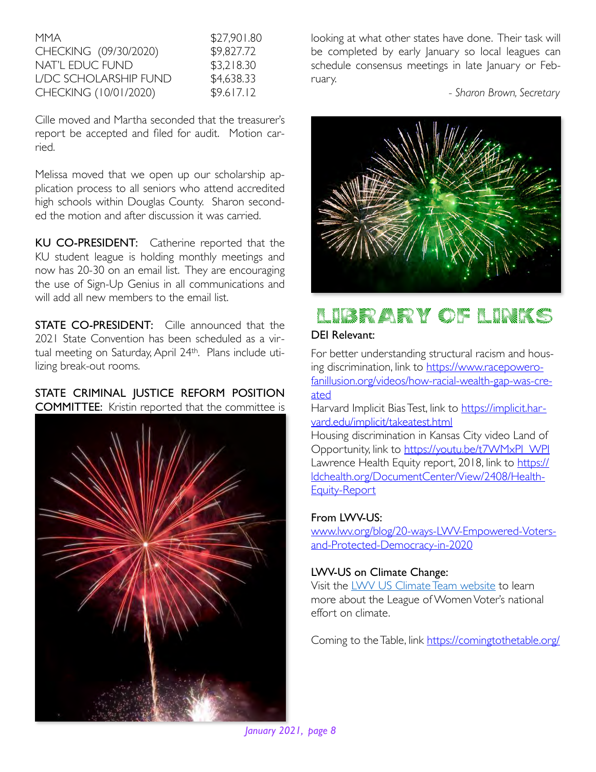| | |
|---|---|
| MMA | $27,901.80 |
| CHECKING (09/30/2020) | $9,827.72 |
| NAT'L EDUC FUND | $3,218.30 |
| L/DC SCHOLARSHIP FUND | $4,638.33 |
| CHECKING (10/01/2020) | $9.617.12 |

Cille moved and Martha seconded that the treasurer's report be accepted and filed for audit. Motion carried.

Melissa moved that we open up our scholarship application process to all seniors who attend accredited high schools within Douglas County. Sharon seconded the motion and after discussion it was carried.

**KU CO-PRESIDENT:** Catherine reported that the KU student league is holding monthly meetings and now has 20-30 on an email list. They are encouraging the use of Sign-Up Genius in all communications and will add all new members to the email list.

**STATE CO-PRESIDENT:** Cille announced that the 2021 State Convention has been scheduled as a virtual meeting on Saturday, April 24th. Plans include utilizing break-out rooms.

**STATE CRIMINAL JUSTICE REFORM POSITION COMMITTEE:** Kristin reported that the committee is looking at what other states have done. Their task will be completed by early January so local leagues can schedule consensus meetings in late January or February.

*- Sharon Brown, Secretary*

## LIBRARY OF LINKS

**DEI Relevant:**

For better understanding structural racism and housing discrimination, link to https://www.racepowerofanillusion.org/videos/how-racial-wealth-gap-was-created

Harvard Implicit Bias Test, link to https://implicit.harvard.edu/implicit/takeatest.html

Housing discrimination in Kansas City video Land of Opportunity, link to https://youtu.be/t7WMxPI_WPI

Lawrence Health Equity report, 2018, link to https://ldchealth.org/DocumentCenter/View/2408/Health-Equity-Report

**From LWV-US:**

www.lwv.org/blog/20-ways-LWV-Empowered-Voters-and-Protected-Democracy-in-2020

**LWV-US on Climate Change:**

Visit the LWV US Climate Team website to learn more about the League of Women Voter's national effort on climate.

Coming to the Table, link https://comingtothetable.org/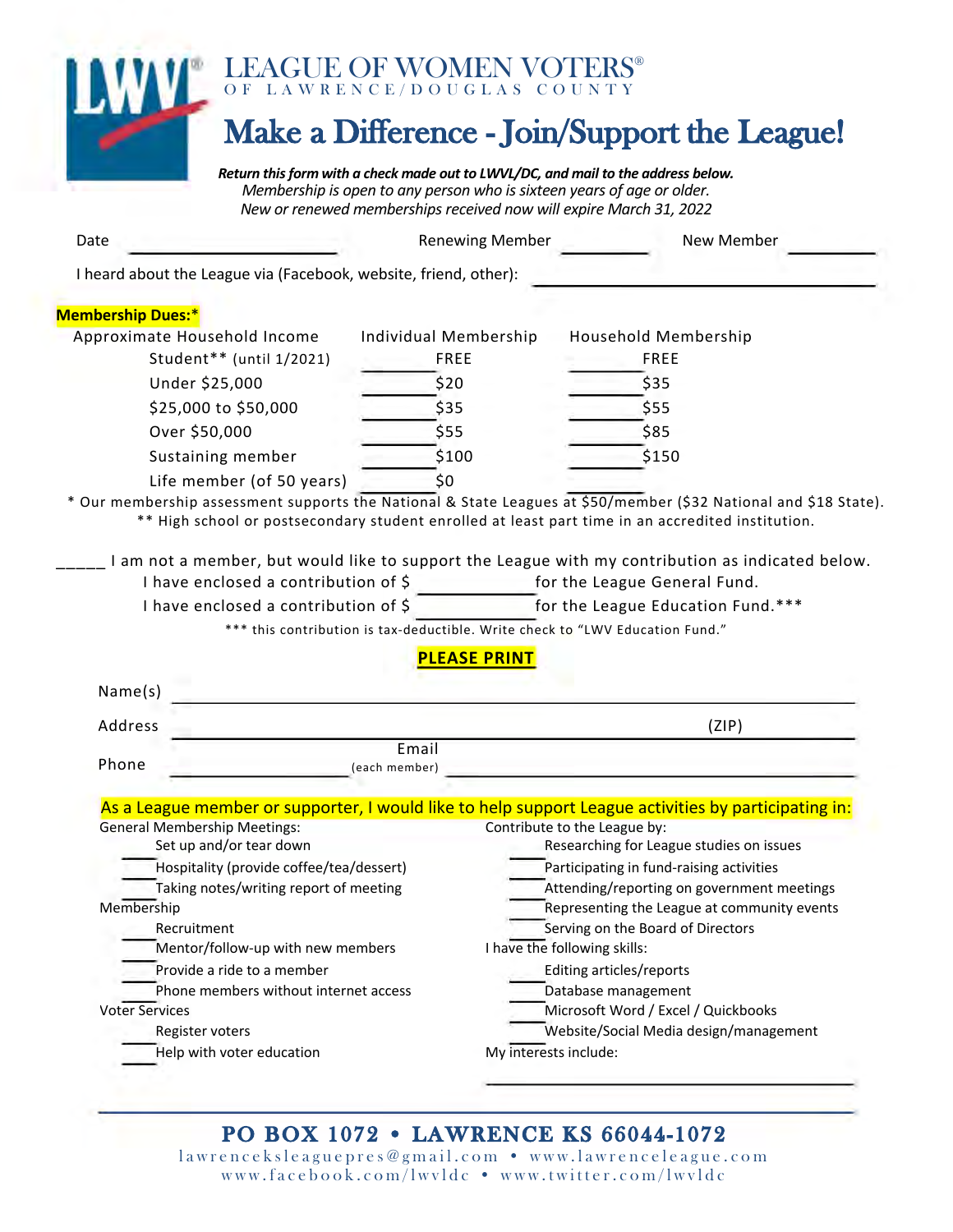# LEAGUE OF WOMEN VOTERS®
OF LAWRENCE/DOUGLAS COUNTY

## Make a Difference - Join/Support the League!

***Return this form with a check made out to LWVL/DC, and mail to the address below.***
*Membership is open to any person who is sixteen years of age or older.*
*New or renewed memberships received now will expire March 31, 2022*

Date ____________________ Renewing Member ________ New Member ________

I heard about the League via (Facebook, website, friend, other): ______________________________

**Membership Dues:***

| Approximate Household Income | Individual Membership | Household Membership |
|---|---|---|
| Student** (until 1/2021) | ______ FREE | ______ FREE |
| Under $25,000 | ______ $20 | ______ $35 |
| $25,000 to $50,000 | ______ $35 | ______ $55 |
| Over $50,000 | ______ $55 | ______ $85 |
| Sustaining member | ______ $100 | ______ $150 |
| Life member (of 50 years) | ______ $0 | ______ |

* Our membership assessment supports the National & State Leagues at $50/member ($32 National and $18 State).
** High school or postsecondary student enrolled at least part time in an accredited institution.

_____ I am not a member, but would like to support the League with my contribution as indicated below.
I have enclosed a contribution of $ __________ for the League General Fund.
I have enclosed a contribution of $ __________ for the League Education Fund.***

*** this contribution is tax-deductible. Write check to "LWV Education Fund."

**PLEASE PRINT**

Name(s) ______________________________________________

Address ______________________________________ (ZIP) __________

Phone ________________ Email (each member) ______________________________

As a League member or supporter, I would like to help support League activities by participating in:

General Membership Meetings:
- ____ Set up and/or tear down
- ____ Hospitality (provide coffee/tea/dessert)
- ____ Taking notes/writing report of meeting

Membership
- ____ Recruitment
- ____ Mentor/follow-up with new members
- ____ Provide a ride to a member
- ____ Phone members without internet access

Voter Services
- ____ Register voters
- ____ Help with voter education

Contribute to the League by:
- ____ Researching for League studies on issues
- ____ Participating in fund-raising activities
- ____ Attending/reporting on government meetings
- ____ Representing the League at community events
- ____ Serving on the Board of Directors

I have the following skills:
- ____ Editing articles/reports
- ____ Database management
- ____ Microsoft Word / Excel / Quickbooks
- ____ Website/Social Media design/management

My interests include: ______________________________

**PO BOX 1072 • LAWRENCE KS 66044-1072**
lawrenceksleaguepres@gmail.com • www.lawrenceleague.com
www.facebook.com/lwvldc • www.twitter.com/lwvldc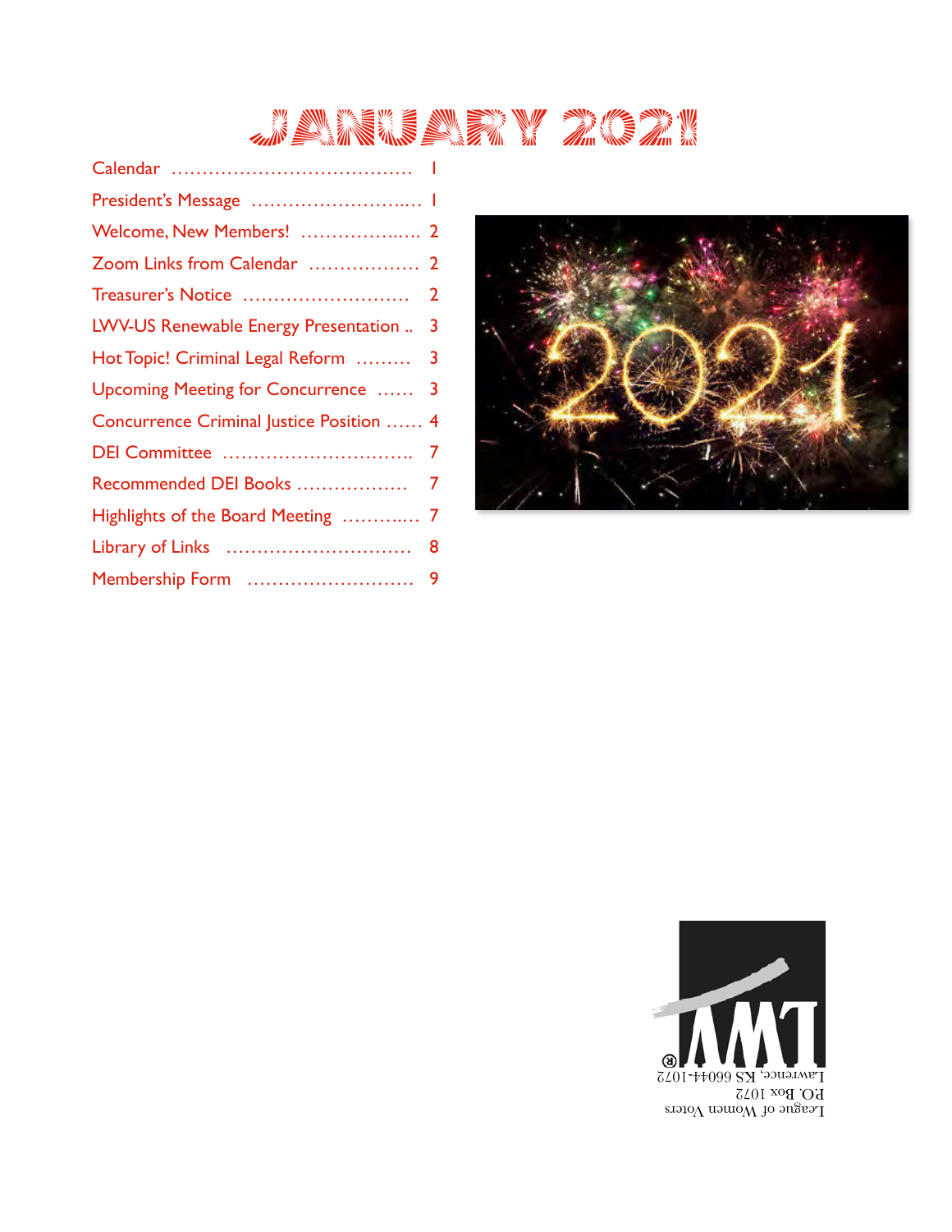# JANUARY 2021

- Calendar ........................................ 1
- President's Message .............................. 1
- Welcome, New Members! ......................... 2
- Zoom Links from Calendar ...................... 2
- Treasurer's Notice ............................... 2
- LWV-US Renewable Energy Presentation .. 3
- Hot Topic! Criminal Legal Reform ......... 3
- Upcoming Meeting for Concurrence ...... 3
- Concurrence Criminal Justice Position ...... 4
- DEI Committee .................................. 7
- Recommended DEI Books .................. 7
- Highlights of the Board Meeting ........... 7
- Library of Links .............................. 8
- Membership Form ........................... 9

League of Women Voters
P.O. Box 1072
Lawrence, KS 66044-1072